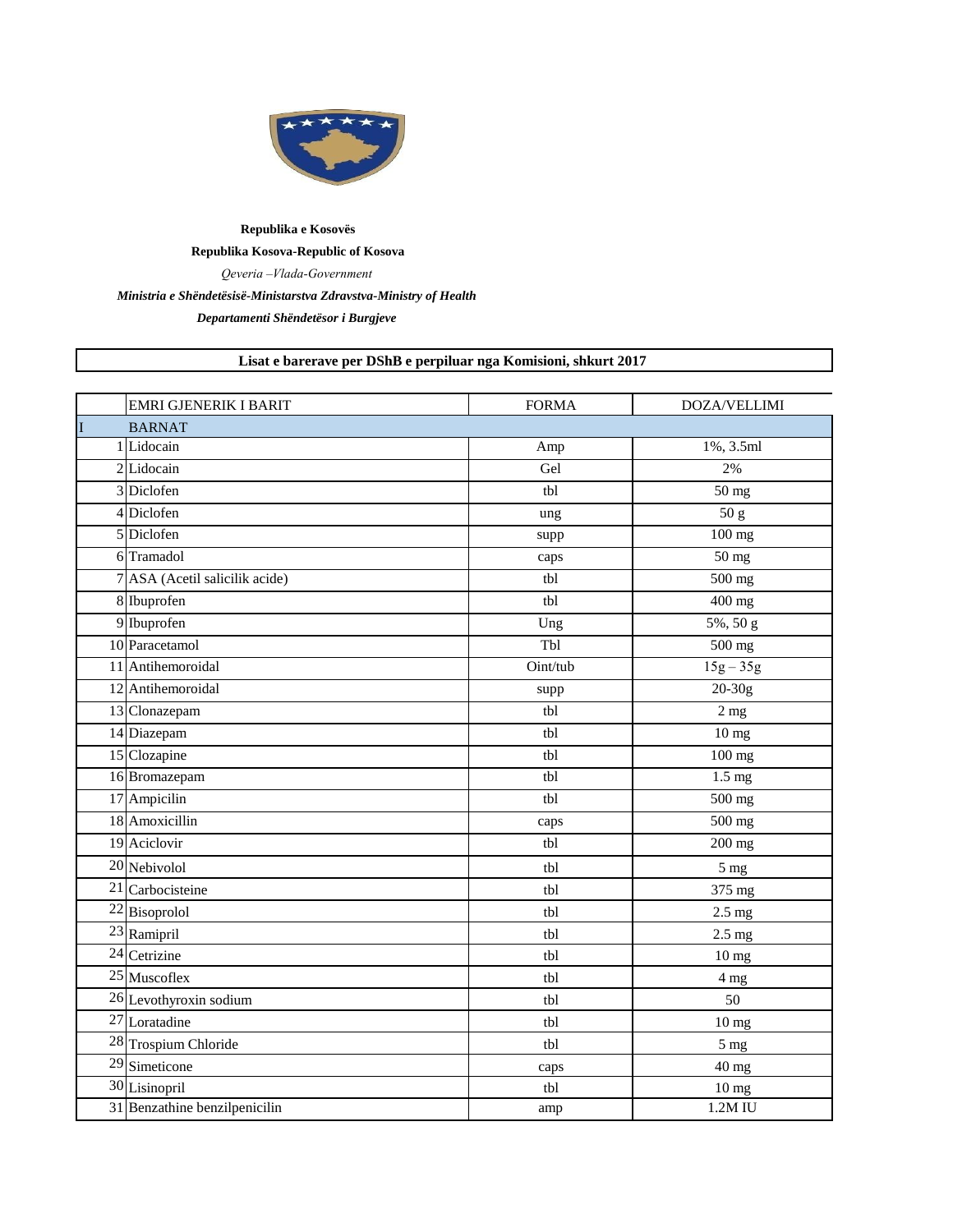**Republika e Kosovës**

**Republika Kosova-Republic of Kosova**

*Qeveria –Vlada-Government*

***Ministria e Shëndetësisë-Ministarstva Zdravstva-Ministry of Health***

***Departamenti Shëndetësor i Burgjeve***

**Lisat e barerave per DShB e perpiluar nga Komisioni, shkurt 2017**

| | EMRI GJENERIK I BARIT | FORMA | DOZA/VELLIMI |
|---|---|---|---|
| I | BARNAT | | |
| 1 | Lidocain | Amp | 1%, 3.5ml |
| 2 | Lidocain | Gel | 2% |
| 3 | Diclofen | tbl | 50 mg |
| 4 | Diclofen | ung | 50 g |
| 5 | Diclofen | supp | 100 mg |
| 6 | Tramadol | caps | 50 mg |
| 7 | ASA (Acetil salicilik acide) | tbl | 500 mg |
| 8 | Ibuprofen | tbl | 400 mg |
| 9 | Ibuprofen | Ung | 5%, 50 g |
| 10 | Paracetamol | Tbl | 500 mg |
| 11 | Antihemoroidal | Oint/tub | 15g – 35g |
| 12 | Antihemoroidal | supp | 20-30g |
| 13 | Clonazepam | tbl | 2 mg |
| 14 | Diazepam | tbl | 10 mg |
| 15 | Clozapine | tbl | 100 mg |
| 16 | Bromazepam | tbl | 1.5 mg |
| 17 | Ampicilin | tbl | 500 mg |
| 18 | Amoxicillin | caps | 500 mg |
| 19 | Aciclovir | tbl | 200 mg |
| 20 | Nebivolol | tbl | 5 mg |
| 21 | Carbocisteine | tbl | 375 mg |
| 22 | Bisoprolol | tbl | 2.5 mg |
| 23 | Ramipril | tbl | 2.5 mg |
| 24 | Cetrizine | tbl | 10 mg |
| 25 | Muscoflex | tbl | 4 mg |
| 26 | Levothyroxin sodium | tbl | 50 |
| 27 | Loratadine | tbl | 10 mg |
| 28 | Trospium Chloride | tbl | 5 mg |
| 29 | Simeticone | caps | 40 mg |
| 30 | Lisinopril | tbl | 10 mg |
| 31 | Benzathine benzilpenicilin | amp | 1.2M IU |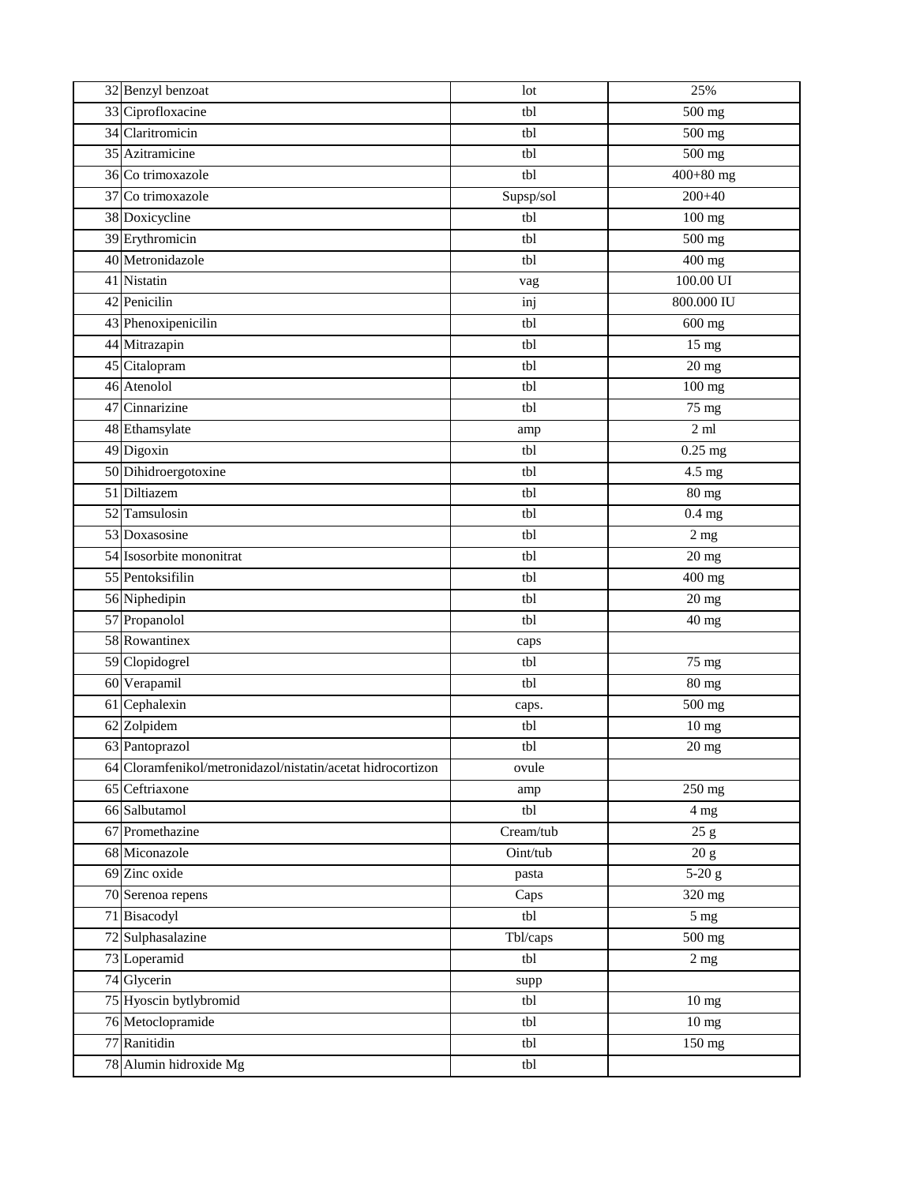| 32 | Benzyl benzoat | lot | 25% |
|---|---|---|---|
| 33 | Ciprofloxacine | tbl | 500 mg |
| 34 | Claritromicin | tbl | 500 mg |
| 35 | Azitramicine | tbl | 500 mg |
| 36 | Co trimoxazole | tbl | 400+80 mg |
| 37 | Co trimoxazole | Supsp/sol | 200+40 |
| 38 | Doxicycline | tbl | 100 mg |
| 39 | Erythromicin | tbl | 500 mg |
| 40 | Metronidazole | tbl | 400 mg |
| 41 | Nistatin | vag | 100.00 UI |
| 42 | Penicilin | inj | 800.000 IU |
| 43 | Phenoxipenicilin | tbl | 600 mg |
| 44 | Mitrazapin | tbl | 15 mg |
| 45 | Citalopram | tbl | 20 mg |
| 46 | Atenolol | tbl | 100 mg |
| 47 | Cinnarizine | tbl | 75 mg |
| 48 | Ethamsylate | amp | 2 ml |
| 49 | Digoxin | tbl | 0.25 mg |
| 50 | Dihidroergotoxine | tbl | 4.5 mg |
| 51 | Diltiazem | tbl | 80 mg |
| 52 | Tamsulosin | tbl | 0.4 mg |
| 53 | Doxasosine | tbl | 2 mg |
| 54 | Isosorbite mononitrat | tbl | 20 mg |
| 55 | Pentoksifilin | tbl | 400 mg |
| 56 | Niphedipin | tbl | 20 mg |
| 57 | Propanolol | tbl | 40 mg |
| 58 | Rowantinex | caps | |
| 59 | Clopidogrel | tbl | 75 mg |
| 60 | Verapamil | tbl | 80 mg |
| 61 | Cephalexin | caps. | 500 mg |
| 62 | Zolpidem | tbl | 10 mg |
| 63 | Pantoprazol | tbl | 20 mg |
| 64 | Cloramfenikol/metronidazol/nistatin/acetat hidrocortizon | ovule | |
| 65 | Ceftriaxone | amp | 250 mg |
| 66 | Salbutamol | tbl | 4 mg |
| 67 | Promethazine | Cream/tub | 25 g |
| 68 | Miconazole | Oint/tub | 20 g |
| 69 | Zinc oxide | pasta | 5-20 g |
| 70 | Serenoa repens | Caps | 320 mg |
| 71 | Bisacodyl | tbl | 5 mg |
| 72 | Sulphasalazine | Tbl/caps | 500 mg |
| 73 | Loperamid | tbl | 2 mg |
| 74 | Glycerin | supp | |
| 75 | Hyoscin bytlybromid | tbl | 10 mg |
| 76 | Metoclopramide | tbl | 10 mg |
| 77 | Ranitidin | tbl | 150 mg |
| 78 | Alumin hidroxide Mg | tbl | |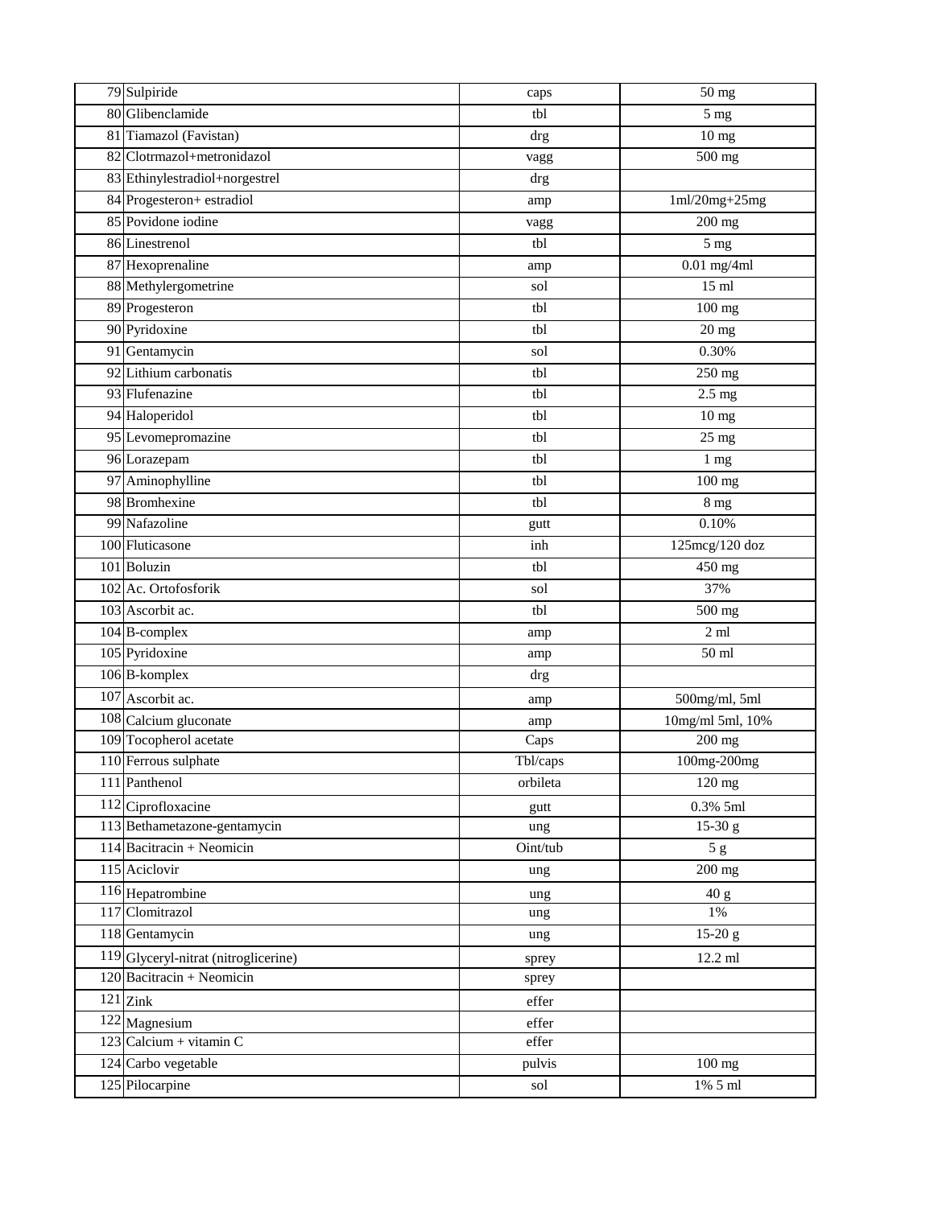| | | | |
|---|---|---|---|
| 79 | Sulpiride | caps | 50 mg |
| 80 | Glibenclamide | tbl | 5 mg |
| 81 | Tiamazol (Favistan) | drg | 10 mg |
| 82 | Clotrmazol+metronidazol | vagg | 500 mg |
| 83 | Ethinylestradiol+norgestrel | drg | |
| 84 | Progesteron+ estradiol | amp | 1ml/20mg+25mg |
| 85 | Povidone iodine | vagg | 200 mg |
| 86 | Linestrenol | tbl | 5 mg |
| 87 | Hexoprenaline | amp | 0.01 mg/4ml |
| 88 | Methylergometrine | sol | 15 ml |
| 89 | Progesteron | tbl | 100 mg |
| 90 | Pyridoxine | tbl | 20 mg |
| 91 | Gentamycin | sol | 0.30% |
| 92 | Lithium carbonatis | tbl | 250 mg |
| 93 | Flufenazine | tbl | 2.5 mg |
| 94 | Haloperidol | tbl | 10 mg |
| 95 | Levomepromazine | tbl | 25 mg |
| 96 | Lorazepam | tbl | 1 mg |
| 97 | Aminophylline | tbl | 100 mg |
| 98 | Bromhexine | tbl | 8 mg |
| 99 | Nafazoline | gutt | 0.10% |
| 100 | Fluticasone | inh | 125mcg/120 doz |
| 101 | Boluzin | tbl | 450 mg |
| 102 | Ac. Ortofosforik | sol | 37% |
| 103 | Ascorbit ac. | tbl | 500 mg |
| 104 | B-complex | amp | 2 ml |
| 105 | Pyridoxine | amp | 50 ml |
| 106 | B-komplex | drg | |
| 107 | Ascorbit ac. | amp | 500mg/ml, 5ml |
| 108 | Calcium gluconate | amp | 10mg/ml 5ml, 10% |
| 109 | Tocopherol acetate | Caps | 200 mg |
| 110 | Ferrous sulphate | Tbl/caps | 100mg-200mg |
| 111 | Panthenol | orbileta | 120 mg |
| 112 | Ciprofloxacine | gutt | 0.3% 5ml |
| 113 | Bethametazone-gentamycin | ung | 15-30 g |
| 114 | Bacitracin + Neomicin | Oint/tub | 5 g |
| 115 | Aciclovir | ung | 200 mg |
| 116 | Hepatrombine | ung | 40 g |
| 117 | Clomitrazol | ung | 1% |
| 118 | Gentamycin | ung | 15-20 g |
| 119 | Glyceryl-nitrat (nitroglicerine) | sprey | 12.2 ml |
| 120 | Bacitracin + Neomicin | sprey | |
| 121 | Zink | effer | |
| 122 | Magnesium | effer | |
| 123 | Calcium + vitamin C | effer | |
| 124 | Carbo vegetable | pulvis | 100 mg |
| 125 | Pilocarpine | sol | 1% 5 ml |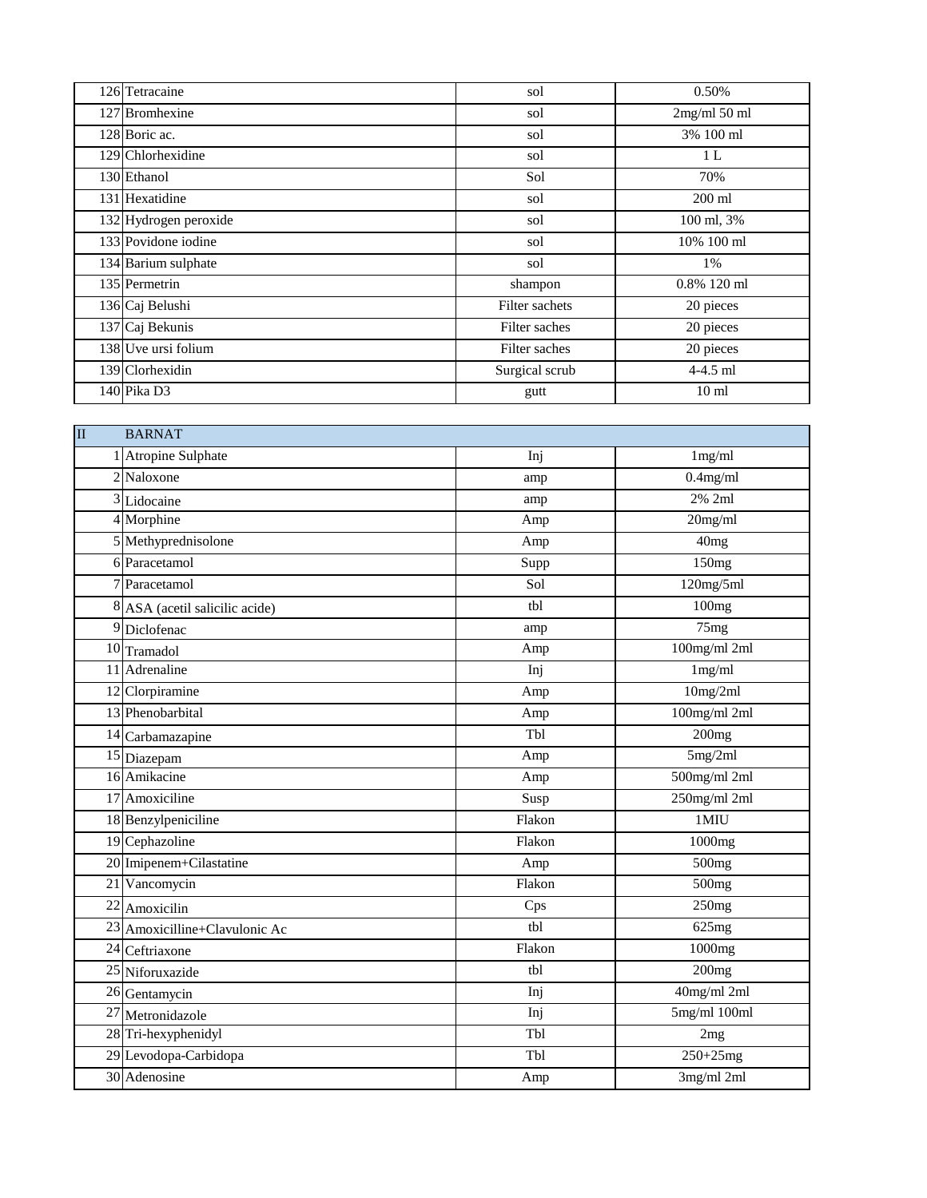| | | | |
|---|---|---|---|
| 126 | Tetracaine | sol | 0.50% |
| 127 | Bromhexine | sol | 2mg/ml 50 ml |
| 128 | Boric ac. | sol | 3% 100 ml |
| 129 | Chlorhexidine | sol | 1 L |
| 130 | Ethanol | Sol | 70% |
| 131 | Hexatidine | sol | 200 ml |
| 132 | Hydrogen peroxide | sol | 100 ml, 3% |
| 133 | Povidone iodine | sol | 10% 100 ml |
| 134 | Barium sulphate | sol | 1% |
| 135 | Permetrin | shampon | 0.8% 120 ml |
| 136 | Caj Belushi | Filter sachets | 20 pieces |
| 137 | Caj Bekunis | Filter saches | 20 pieces |
| 138 | Uve ursi folium | Filter saches | 20 pieces |
| 139 | Clorhexidin | Surgical scrub | 4-4.5 ml |
| 140 | Pika D3 | gutt | 10 ml |

| II | BARNAT | | |
|---|---|---|---|
| 1 | Atropine Sulphate | Inj | 1mg/ml |
| 2 | Naloxone | amp | 0.4mg/ml |
| 3 | Lidocaine | amp | 2% 2ml |
| 4 | Morphine | Amp | 20mg/ml |
| 5 | Methyprednisolone | Amp | 40mg |
| 6 | Paracetamol | Supp | 150mg |
| 7 | Paracetamol | Sol | 120mg/5ml |
| 8 | ASA (acetil salicilic acide) | tbl | 100mg |
| 9 | Diclofenac | amp | 75mg |
| 10 | Tramadol | Amp | 100mg/ml 2ml |
| 11 | Adrenaline | Inj | 1mg/ml |
| 12 | Clorpiramine | Amp | 10mg/2ml |
| 13 | Phenobarbital | Amp | 100mg/ml 2ml |
| 14 | Carbamazapine | Tbl | 200mg |
| 15 | Diazepam | Amp | 5mg/2ml |
| 16 | Amikacine | Amp | 500mg/ml 2ml |
| 17 | Amoxiciline | Susp | 250mg/ml 2ml |
| 18 | Benzylpeniciline | Flakon | 1MIU |
| 19 | Cephazoline | Flakon | 1000mg |
| 20 | Imipenem+Cilastatine | Amp | 500mg |
| 21 | Vancomycin | Flakon | 500mg |
| 22 | Amoxicilin | Cps | 250mg |
| 23 | Amoxicilline+Clavulonic Ac | tbl | 625mg |
| 24 | Ceftriaxone | Flakon | 1000mg |
| 25 | Niforuxazide | tbl | 200mg |
| 26 | Gentamycin | Inj | 40mg/ml 2ml |
| 27 | Metronidazole | Inj | 5mg/ml 100ml |
| 28 | Tri-hexyphenidyl | Tbl | 2mg |
| 29 | Levodopa-Carbidopa | Tbl | 250+25mg |
| 30 | Adenosine | Amp | 3mg/ml 2ml |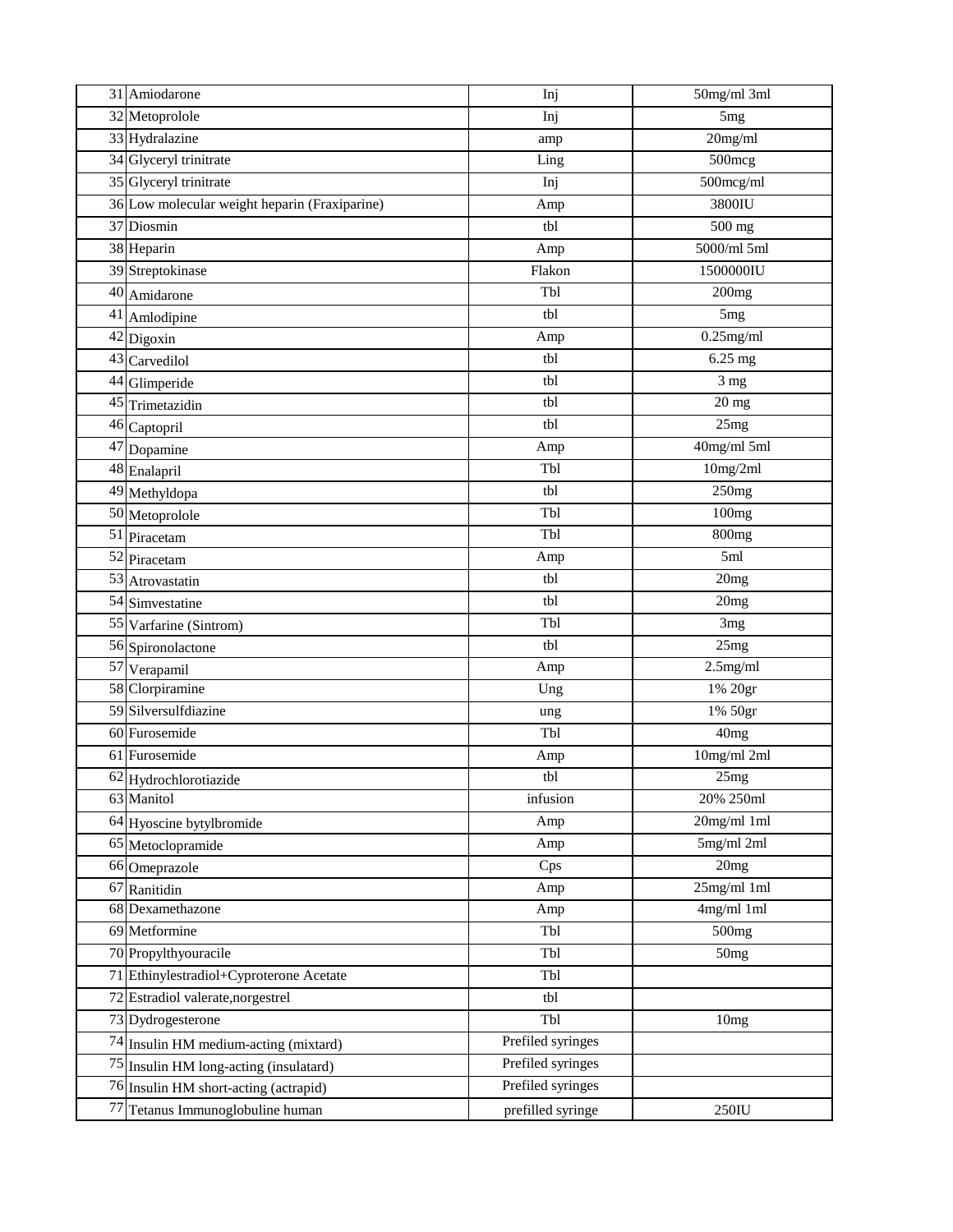| | | | |
|---|---|---|---|
| 31 | Amiodarone | Inj | 50mg/ml 3ml |
| 32 | Metoprolole | Inj | 5mg |
| 33 | Hydralazine | amp | 20mg/ml |
| 34 | Glyceryl trinitrate | Ling | 500mcg |
| 35 | Glyceryl trinitrate | Inj | 500mcg/ml |
| 36 | Low molecular weight heparin (Fraxiparine) | Amp | 3800IU |
| 37 | Diosmin | tbl | 500 mg |
| 38 | Heparin | Amp | 5000/ml 5ml |
| 39 | Streptokinase | Flakon | 1500000IU |
| 40 | Amidarone | Tbl | 200mg |
| 41 | Amlodipine | tbl | 5mg |
| 42 | Digoxin | Amp | 0.25mg/ml |
| 43 | Carvedilol | tbl | 6.25 mg |
| 44 | Glimperide | tbl | 3 mg |
| 45 | Trimetazidin | tbl | 20 mg |
| 46 | Captopril | tbl | 25mg |
| 47 | Dopamine | Amp | 40mg/ml 5ml |
| 48 | Enalapril | Tbl | 10mg/2ml |
| 49 | Methyldopa | tbl | 250mg |
| 50 | Metoprolole | Tbl | 100mg |
| 51 | Piracetam | Tbl | 800mg |
| 52 | Piracetam | Amp | 5ml |
| 53 | Atrovastatin | tbl | 20mg |
| 54 | Simvestatine | tbl | 20mg |
| 55 | Varfarine (Sintrom) | Tbl | 3mg |
| 56 | Spironolactone | tbl | 25mg |
| 57 | Verapamil | Amp | 2.5mg/ml |
| 58 | Clorpiramine | Ung | 1% 20gr |
| 59 | Silversulfdiazine | ung | 1% 50gr |
| 60 | Furosemide | Tbl | 40mg |
| 61 | Furosemide | Amp | 10mg/ml 2ml |
| 62 | Hydrochlorotiazide | tbl | 25mg |
| 63 | Manitol | infusion | 20% 250ml |
| 64 | Hyoscine bytylbromide | Amp | 20mg/ml 1ml |
| 65 | Metoclopramide | Amp | 5mg/ml 2ml |
| 66 | Omeprazole | Cps | 20mg |
| 67 | Ranitidin | Amp | 25mg/ml 1ml |
| 68 | Dexamethazone | Amp | 4mg/ml 1ml |
| 69 | Metformine | Tbl | 500mg |
| 70 | Propylthyouracile | Tbl | 50mg |
| 71 | Ethinylestradiol+Cyproterone Acetate | Tbl | |
| 72 | Estradiol valerate,norgestrel | tbl | |
| 73 | Dydrogesterone | Tbl | 10mg |
| 74 | Insulin HM medium-acting (mixtard) | Prefiled syringes | |
| 75 | Insulin HM long-acting (insulatard) | Prefiled syringes | |
| 76 | Insulin HM short-acting (actrapid) | Prefiled syringes | |
| 77 | Tetanus Immunoglobuline human | prefilled syringe | 250IU |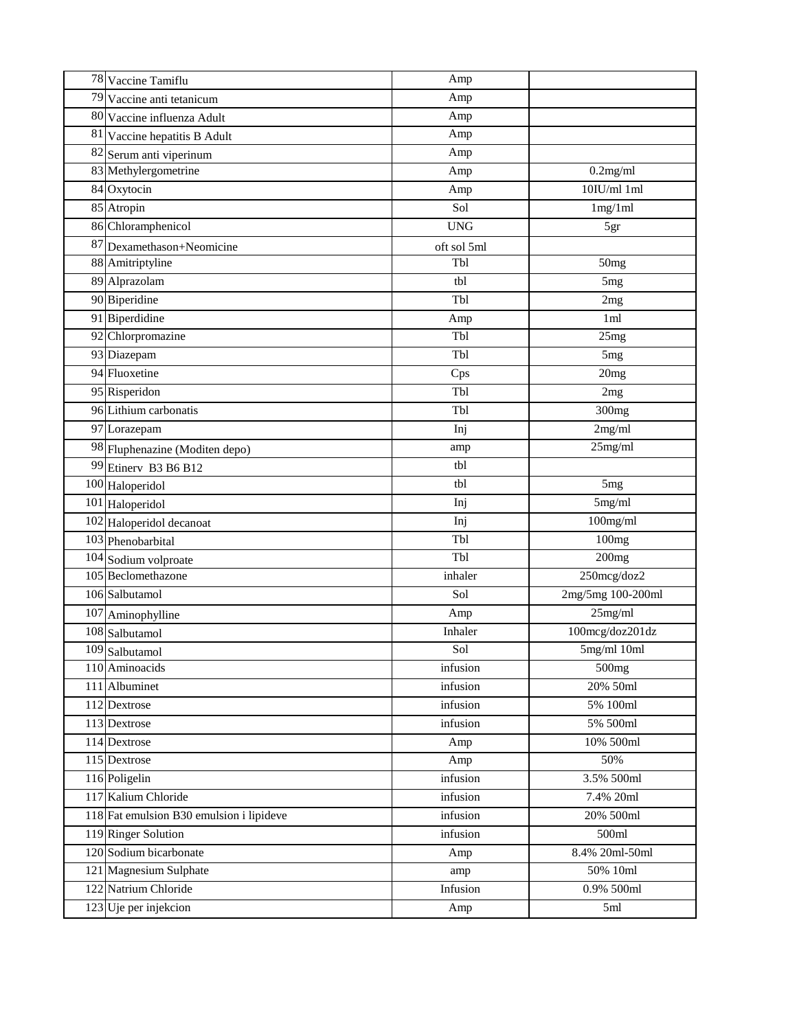| 78 | Vaccine Tamiflu | Amp | |
|---|---|---|---|
| 79 | Vaccine anti tetanicum | Amp | |
| 80 | Vaccine influenza Adult | Amp | |
| 81 | Vaccine hepatitis B Adult | Amp | |
| 82 | Serum anti viperinum | Amp | |
| 83 | Methylergometrine | Amp | 0.2mg/ml |
| 84 | Oxytocin | Amp | 10IU/ml 1ml |
| 85 | Atropin | Sol | 1mg/1ml |
| 86 | Chloramphenicol | UNG | 5gr |
| 87 | Dexamethason+Neomicine | oft sol 5ml | |
| 88 | Amitriptyline | Tbl | 50mg |
| 89 | Alprazolam | tbl | 5mg |
| 90 | Biperidine | Tbl | 2mg |
| 91 | Biperdidine | Amp | 1ml |
| 92 | Chlorpromazine | Tbl | 25mg |
| 93 | Diazepam | Tbl | 5mg |
| 94 | Fluoxetine | Cps | 20mg |
| 95 | Risperidon | Tbl | 2mg |
| 96 | Lithium carbonatis | Tbl | 300mg |
| 97 | Lorazepam | Inj | 2mg/ml |
| 98 | Fluphenazine (Moditen depo) | amp | 25mg/ml |
| 99 | Etinerv B3 B6 B12 | tbl | |
| 100 | Haloperidol | tbl | 5mg |
| 101 | Haloperidol | Inj | 5mg/ml |
| 102 | Haloperidol decanoat | Inj | 100mg/ml |
| 103 | Phenobarbital | Tbl | 100mg |
| 104 | Sodium volproate | Tbl | 200mg |
| 105 | Beclomethazone | inhaler | 250mcg/doz2 |
| 106 | Salbutamol | Sol | 2mg/5mg 100-200ml |
| 107 | Aminophylline | Amp | 25mg/ml |
| 108 | Salbutamol | Inhaler | 100mcg/doz201dz |
| 109 | Salbutamol | Sol | 5mg/ml 10ml |
| 110 | Aminoacids | infusion | 500mg |
| 111 | Albuminet | infusion | 20% 50ml |
| 112 | Dextrose | infusion | 5% 100ml |
| 113 | Dextrose | infusion | 5% 500ml |
| 114 | Dextrose | Amp | 10% 500ml |
| 115 | Dextrose | Amp | 50% |
| 116 | Poligelin | infusion | 3.5% 500ml |
| 117 | Kalium Chloride | infusion | 7.4% 20ml |
| 118 | Fat emulsion B30 emulsion i lipideve | infusion | 20% 500ml |
| 119 | Ringer Solution | infusion | 500ml |
| 120 | Sodium bicarbonate | Amp | 8.4% 20ml-50ml |
| 121 | Magnesium Sulphate | amp | 50% 10ml |
| 122 | Natrium Chloride | Infusion | 0.9% 500ml |
| 123 | Uje per injekcion | Amp | 5ml |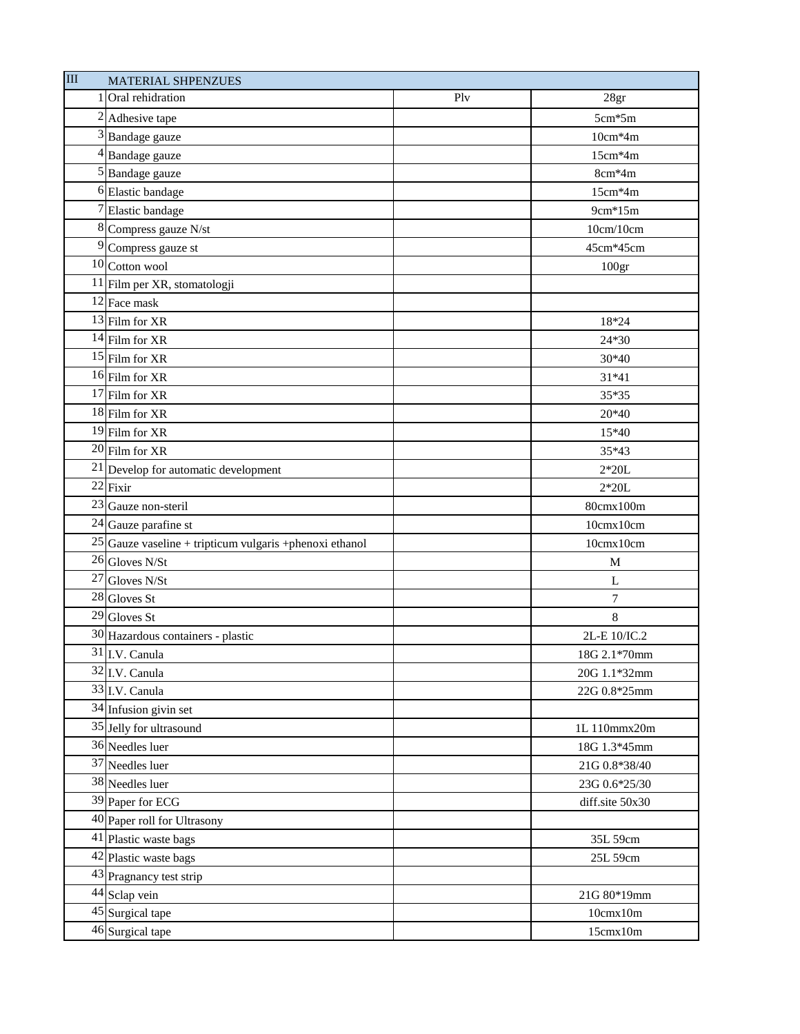| III | MATERIAL SHPENZUES | | |
|---|---|---|---|
| 1 | Oral rehidration | Plv | 28gr |
| 2 | Adhesive tape | | 5cm*5m |
| 3 | Bandage gauze | | 10cm*4m |
| 4 | Bandage gauze | | 15cm*4m |
| 5 | Bandage gauze | | 8cm*4m |
| 6 | Elastic bandage | | 15cm*4m |
| 7 | Elastic bandage | | 9cm*15m |
| 8 | Compress gauze N/st | | 10cm/10cm |
| 9 | Compress gauze st | | 45cm*45cm |
| 10 | Cotton wool | | 100gr |
| 11 | Film per XR, stomatologji | | |
| 12 | Face mask | | |
| 13 | Film for XR | | 18*24 |
| 14 | Film for XR | | 24*30 |
| 15 | Film for XR | | 30*40 |
| 16 | Film for XR | | 31*41 |
| 17 | Film for XR | | 35*35 |
| 18 | Film for XR | | 20*40 |
| 19 | Film for XR | | 15*40 |
| 20 | Film for XR | | 35*43 |
| 21 | Develop for automatic development | | 2*20L |
| 22 | Fixir | | 2*20L |
| 23 | Gauze non-steril | | 80cmx100m |
| 24 | Gauze parafine st | | 10cmx10cm |
| 25 | Gauze vaseline + tripticum vulgaris +phenoxi ethanol | | 10cmx10cm |
| 26 | Gloves N/St | | M |
| 27 | Gloves N/St | | L |
| 28 | Gloves St | | 7 |
| 29 | Gloves St | | 8 |
| 30 | Hazardous containers - plastic | | 2L-E 10/IC.2 |
| 31 | I.V. Canula | | 18G 2.1*70mm |
| 32 | I.V. Canula | | 20G 1.1*32mm |
| 33 | I.V. Canula | | 22G 0.8*25mm |
| 34 | Infusion givin set | | |
| 35 | Jelly for ultrasound | | 1L 110mmx20m |
| 36 | Needles luer | | 18G 1.3*45mm |
| 37 | Needles luer | | 21G 0.8*38/40 |
| 38 | Needles luer | | 23G 0.6*25/30 |
| 39 | Paper for ECG | | diff.site 50x30 |
| 40 | Paper roll for Ultrasony | | |
| 41 | Plastic waste bags | | 35L 59cm |
| 42 | Plastic waste bags | | 25L 59cm |
| 43 | Pragnancy test strip | | |
| 44 | Sclap vein | | 21G 80*19mm |
| 45 | Surgical tape | | 10cmx10m |
| 46 | Surgical tape | | 15cmx10m |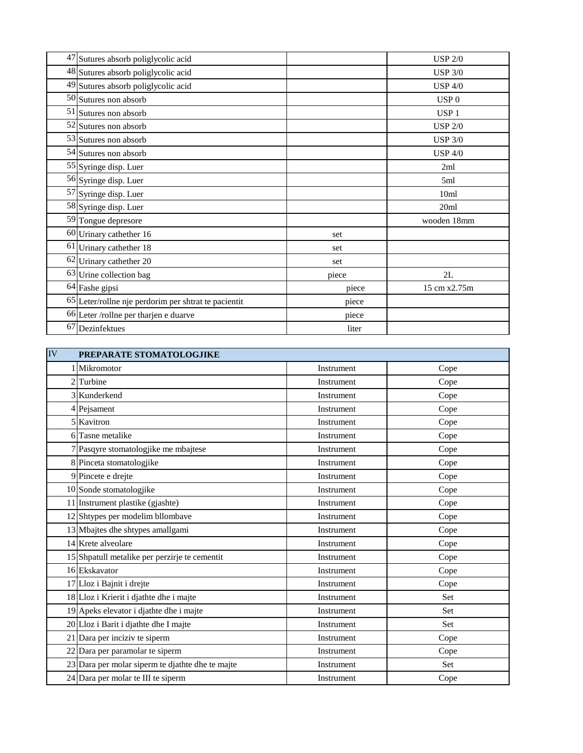| | | | |
|---|---|---|---|
| 47 | Sutures absorb poliglycolic acid | | USP 2/0 |
| 48 | Sutures absorb poliglycolic acid | | USP 3/0 |
| 49 | Sutures absorb poliglycolic acid | | USP 4/0 |
| 50 | Sutures non absorb | | USP 0 |
| 51 | Sutures non absorb | | USP 1 |
| 52 | Sutures non absorb | | USP 2/0 |
| 53 | Sutures non absorb | | USP 3/0 |
| 54 | Sutures non absorb | | USP 4/0 |
| 55 | Syringe disp. Luer | | 2ml |
| 56 | Syringe disp. Luer | | 5ml |
| 57 | Syringe disp. Luer | | 10ml |
| 58 | Syringe disp. Luer | | 20ml |
| 59 | Tongue depresore | | wooden 18mm |
| 60 | Urinary cathether 16 | set | |
| 61 | Urinary cathether 18 | set | |
| 62 | Urinary cathether 20 | set | |
| 63 | Urine collection bag | piece | 2L |
| 64 | Fashe gipsi | piece | 15 cm x2.75m |
| 65 | Leter/rollne nje perdorim per shtrat te pacientit | piece | |
| 66 | Leter /rollne per tharjen e duarve | piece | |
| 67 | Dezinfektues | liter | |

| IV | PREPARATE STOMATOLOGJIKE | | |
|---|---|---|---|
| 1 | Mikromotor | Instrument | Cope |
| 2 | Turbine | Instrument | Cope |
| 3 | Kunderkend | Instrument | Cope |
| 4 | Pejsament | Instrument | Cope |
| 5 | Kavitron | Instrument | Cope |
| 6 | Tasne metalike | Instrument | Cope |
| 7 | Pasqyre stomatologjike me mbajtese | Instrument | Cope |
| 8 | Pinceta stomatologjike | Instrument | Cope |
| 9 | Pincete e drejte | Instrument | Cope |
| 10 | Sonde stomatologjike | Instrument | Cope |
| 11 | Instrument plastike (gjashte) | Instrument | Cope |
| 12 | Shtypes per modelim bllombave | Instrument | Cope |
| 13 | Mbajtes dhe shtypes amallgami | Instrument | Cope |
| 14 | Krete alveolare | Instrument | Cope |
| 15 | Shpatull metalike per perzirje te cementit | Instrument | Cope |
| 16 | Ekskavator | Instrument | Cope |
| 17 | Lloz i Bajnit i drejte | Instrument | Cope |
| 18 | Lloz i Krierit i djathte dhe i majte | Instrument | Set |
| 19 | Apeks elevator i djathte dhe i majte | Instrument | Set |
| 20 | Lloz i Barit i djathte dhe I majte | Instrument | Set |
| 21 | Dara per inciziv te siperm | Instrument | Cope |
| 22 | Dara per paramolar te siperm | Instrument | Cope |
| 23 | Dara per molar siperm te djathte dhe te majte | Instrument | Set |
| 24 | Dara per molar te III te siperm | Instrument | Cope |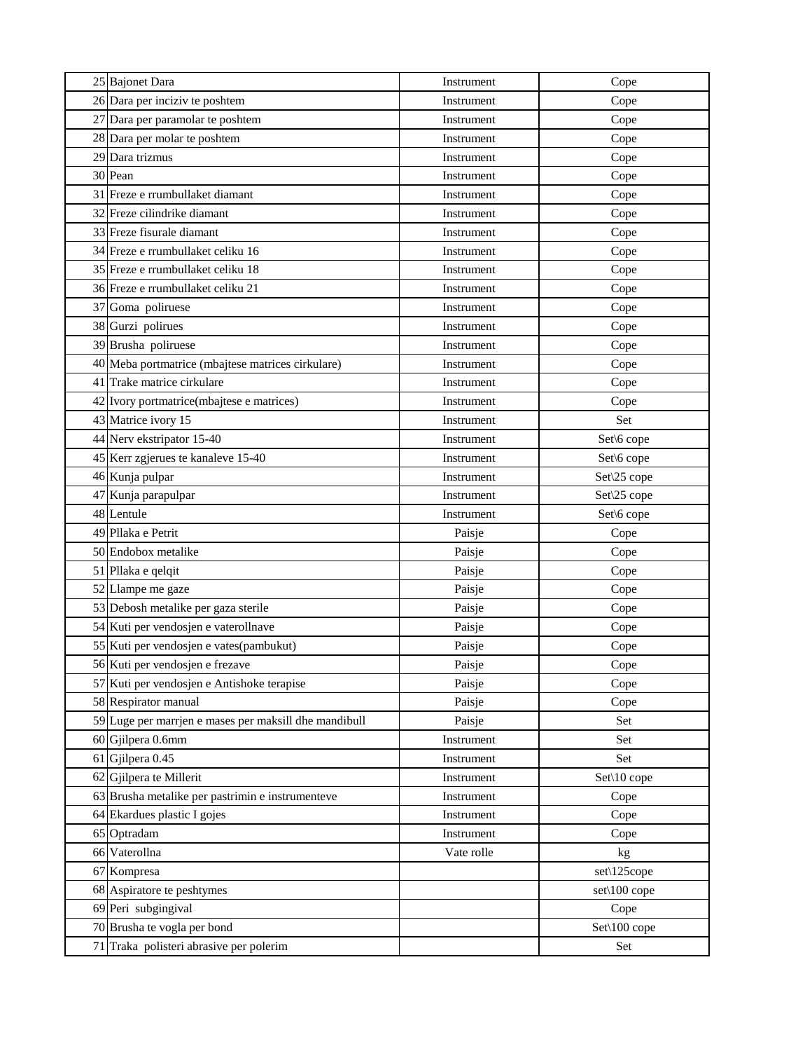| | | | |
|---|---|---|---|
| 25 | Bajonet Dara | Instrument | Cope |
| 26 | Dara per inciziv te poshtem | Instrument | Cope |
| 27 | Dara per paramolar te poshtem | Instrument | Cope |
| 28 | Dara per molar te poshtem | Instrument | Cope |
| 29 | Dara trizmus | Instrument | Cope |
| 30 | Pean | Instrument | Cope |
| 31 | Freze e rrumbullaket diamant | Instrument | Cope |
| 32 | Freze cilindrike diamant | Instrument | Cope |
| 33 | Freze fisurale diamant | Instrument | Cope |
| 34 | Freze e rrumbullaket celiku 16 | Instrument | Cope |
| 35 | Freze e rrumbullaket celiku 18 | Instrument | Cope |
| 36 | Freze e rrumbullaket celiku 21 | Instrument | Cope |
| 37 | Goma poliruese | Instrument | Cope |
| 38 | Gurzi polirues | Instrument | Cope |
| 39 | Brusha poliruese | Instrument | Cope |
| 40 | Meba portmatrice (mbajtese matrices cirkulare) | Instrument | Cope |
| 41 | Trake matrice cirkulare | Instrument | Cope |
| 42 | Ivory portmatrice(mbajtese e matrices) | Instrument | Cope |
| 43 | Matrice ivory 15 | Instrument | Set |
| 44 | Nerv ekstripator 15-40 | Instrument | Set\6 cope |
| 45 | Kerr zgjerues te kanaleve 15-40 | Instrument | Set\6 cope |
| 46 | Kunja pulpar | Instrument | Set\25 cope |
| 47 | Kunja parapulpar | Instrument | Set\25 cope |
| 48 | Lentule | Instrument | Set\6 cope |
| 49 | Pllaka e Petrit | Paisje | Cope |
| 50 | Endobox metalike | Paisje | Cope |
| 51 | Pllaka e qelqit | Paisje | Cope |
| 52 | Llampe me gaze | Paisje | Cope |
| 53 | Debosh metalike per gaza sterile | Paisje | Cope |
| 54 | Kuti per vendosjen e vaterollnave | Paisje | Cope |
| 55 | Kuti per vendosjen e vates(pambukut) | Paisje | Cope |
| 56 | Kuti per vendosjen e frezave | Paisje | Cope |
| 57 | Kuti per vendosjen e Antishoke terapise | Paisje | Cope |
| 58 | Respirator manual | Paisje | Cope |
| 59 | Luge per marrjen e mases per maksill dhe mandibull | Paisje | Set |
| 60 | Gjilpera 0.6mm | Instrument | Set |
| 61 | Gjilpera 0.45 | Instrument | Set |
| 62 | Gjilpera te Millerit | Instrument | Set\10 cope |
| 63 | Brusha metalike per pastrimin e instrumenteve | Instrument | Cope |
| 64 | Ekardues plastic I gojes | Instrument | Cope |
| 65 | Optradam | Instrument | Cope |
| 66 | Vaterollna | Vate rolle | kg |
| 67 | Kompresa | | set\125cope |
| 68 | Aspiratore te peshtymes | | set\100 cope |
| 69 | Peri subgingival | | Cope |
| 70 | Brusha te vogla per bond | | Set\100 cope |
| 71 | Traka polisteri abrasive per polerim | | Set |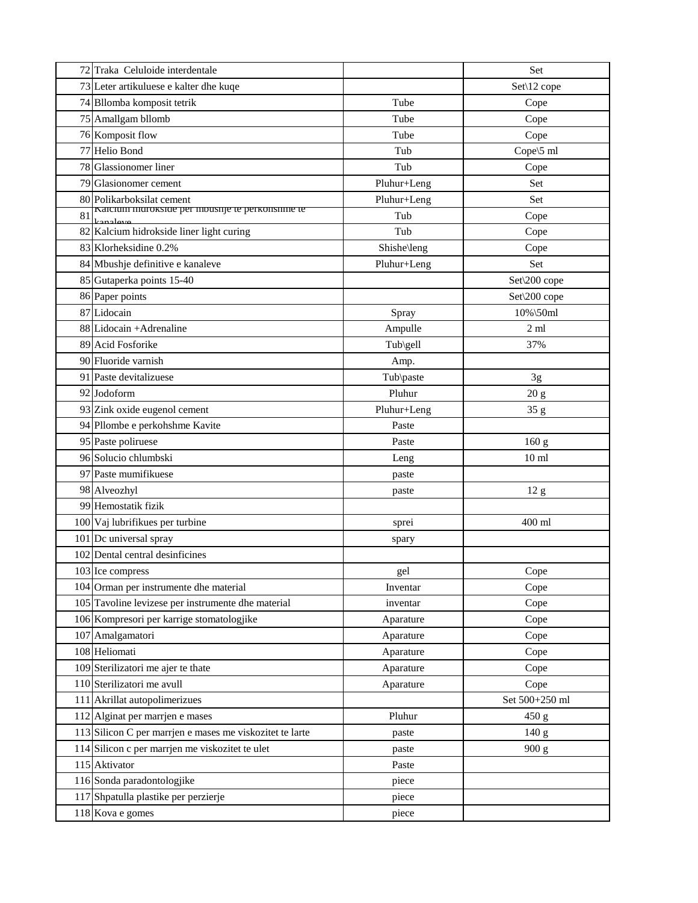| | | | |
|---|---|---|---|
| 72 | Traka Celuloide interdentale | | Set |
| 73 | Leter artikuluese e kalter dhe kuqe | | Set\12 cope |
| 74 | Bllomba komposit tetrik | Tube | Cope |
| 75 | Amallgam bllomb | Tube | Cope |
| 76 | Komposit flow | Tube | Cope |
| 77 | Helio Bond | Tub | Cope\5 ml |
| 78 | Glassionomer liner | Tub | Cope |
| 79 | Glasionomer cement | Pluhur+Leng | Set |
| 80 | Polikarboksilat cement | Pluhur+Leng | Set |
| 81 | Kalcium hidrokside per mbushje te perkohshme te kanaleve | Tub | Cope |
| 82 | Kalcium hidrokside liner light curing | Tub | Cope |
| 83 | Klorheksidine 0.2% | Shishe\leng | Cope |
| 84 | Mbushje definitive e kanaleve | Pluhur+Leng | Set |
| 85 | Gutaperka points 15-40 | | Set\200 cope |
| 86 | Paper points | | Set\200 cope |
| 87 | Lidocain | Spray | 10%\50ml |
| 88 | Lidocain +Adrenaline | Ampulle | 2 ml |
| 89 | Acid Fosforike | Tub\gell | 37% |
| 90 | Fluoride varnish | Amp. | |
| 91 | Paste devitalizuese | Tub\paste | 3g |
| 92 | Jodoform | Pluhur | 20 g |
| 93 | Zink oxide eugenol cement | Pluhur+Leng | 35 g |
| 94 | Pllombe e perkohshme Kavite | Paste | |
| 95 | Paste poliruese | Paste | 160 g |
| 96 | Solucio chlumbski | Leng | 10 ml |
| 97 | Paste mumifikuese | paste | |
| 98 | Alveozhyl | paste | 12 g |
| 99 | Hemostatik fizik | | |
| 100 | Vaj lubrifikues per turbine | sprei | 400 ml |
| 101 | Dc universal spray | spary | |
| 102 | Dental central desinficines | | |
| 103 | Ice compress | gel | Cope |
| 104 | Orman per instrumente dhe material | Inventar | Cope |
| 105 | Tavoline levizese per instrumente dhe material | inventar | Cope |
| 106 | Kompresori per karrige stomatologjike | Aparature | Cope |
| 107 | Amalgamatori | Aparature | Cope |
| 108 | Heliomati | Aparature | Cope |
| 109 | Sterilizatori me ajer te thate | Aparature | Cope |
| 110 | Sterilizatori me avull | Aparature | Cope |
| 111 | Akrillat autopolimerizues | | Set 500+250 ml |
| 112 | Alginat per marrjen e mases | Pluhur | 450 g |
| 113 | Silicon C per marrjen e mases me viskozitet te larte | paste | 140 g |
| 114 | Silicon c per marrjen me viskozitet te ulet | paste | 900 g |
| 115 | Aktivator | Paste | |
| 116 | Sonda paradontologjike | piece | |
| 117 | Shpatulla plastike per perzierje | piece | |
| 118 | Kova e gomes | piece | |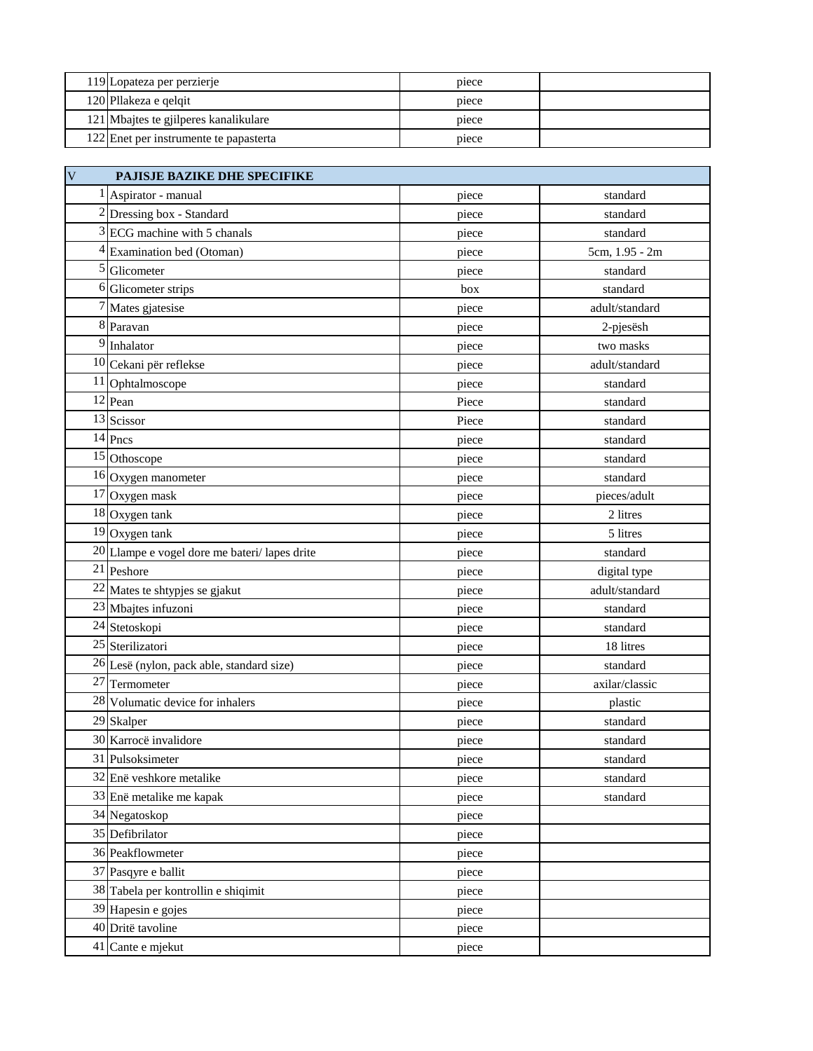| | | | |
|---|---|---|---|
| 119 | Lopateza per perzierje | piece | |
| 120 | Pllakeza e qelqit | piece | |
| 121 | Mbajtes te gjilperes kanalikulare | piece | |
| 122 | Enet per instrumente te papasterta | piece | |

| V | **PAJISJE BAZIKE DHE SPECIFIKE** | | |
|---|---|---|---|
| 1 | Aspirator - manual | piece | standard |
| 2 | Dressing box - Standard | piece | standard |
| 3 | ECG machine with 5 chanals | piece | standard |
| 4 | Examination bed (Otoman) | piece | 5cm, 1.95 - 2m |
| 5 | Glicometer | piece | standard |
| 6 | Glicometer strips | box | standard |
| 7 | Mates gjatesise | piece | adult/standard |
| 8 | Paravan | piece | 2-pjesësh |
| 9 | Inhalator | piece | two masks |
| 10 | Cekani për reflekse | piece | adult/standard |
| 11 | Ophtalmoscope | piece | standard |
| 12 | Pean | Piece | standard |
| 13 | Scissor | Piece | standard |
| 14 | Pncs | piece | standard |
| 15 | Othoscope | piece | standard |
| 16 | Oxygen manometer | piece | standard |
| 17 | Oxygen mask | piece | pieces/adult |
| 18 | Oxygen tank | piece | 2 litres |
| 19 | Oxygen tank | piece | 5 litres |
| 20 | Llampe e vogel dore me bateri/ lapes drite | piece | standard |
| 21 | Peshore | piece | digital type |
| 22 | Mates te shtypjes se gjakut | piece | adult/standard |
| 23 | Mbajtes infuzoni | piece | standard |
| 24 | Stetoskopi | piece | standard |
| 25 | Sterilizatori | piece | 18 litres |
| 26 | Lesë (nylon, pack able, standard size) | piece | standard |
| 27 | Termometer | piece | axilar/classic |
| 28 | Volumatic device for inhalers | piece | plastic |
| 29 | Skalper | piece | standard |
| 30 | Karrocë invalidore | piece | standard |
| 31 | Pulsoksimeter | piece | standard |
| 32 | Enë veshkore metalike | piece | standard |
| 33 | Enë metalike me kapak | piece | standard |
| 34 | Negatoskop | piece | |
| 35 | Defibrilator | piece | |
| 36 | Peakflowmeter | piece | |
| 37 | Pasqyre e ballit | piece | |
| 38 | Tabela per kontrollin e shiqimit | piece | |
| 39 | Hapesin e gojes | piece | |
| 40 | Dritë tavoline | piece | |
| 41 | Cante e mjekut | piece | |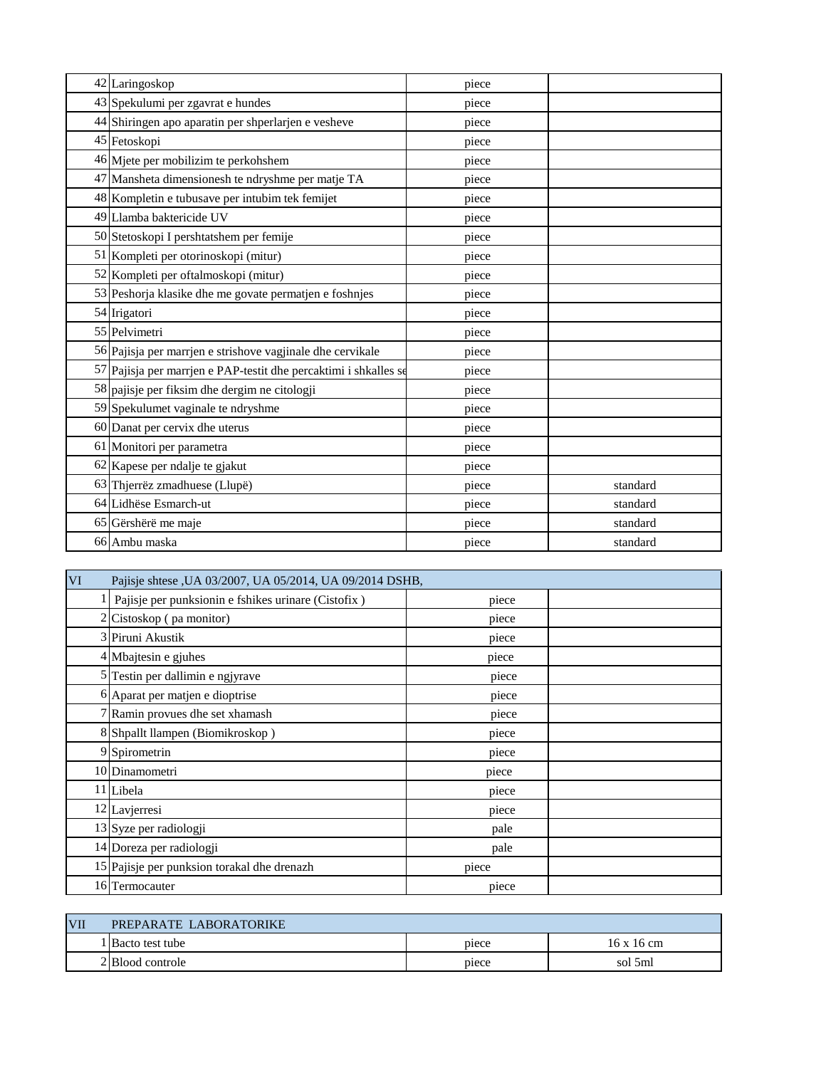| | | | |
|---|---|---|---|
| 42 | Laringoskop | piece | |
| 43 | Spekulumi per zgavrat e hundes | piece | |
| 44 | Shiringen apo aparatin per shperlarjen e vesheve | piece | |
| 45 | Fetoskopi | piece | |
| 46 | Mjete per mobilizim te perkohshem | piece | |
| 47 | Mansheta dimensionesh te ndryshme per matje TA | piece | |
| 48 | Kompletin e tubusave per intubim tek femijet | piece | |
| 49 | Llamba baktericide UV | piece | |
| 50 | Stetoskopi I pershtatshem per femije | piece | |
| 51 | Kompleti per otorinoskopi (mitur) | piece | |
| 52 | Kompleti per oftalmoskopi (mitur) | piece | |
| 53 | Peshorja klasike dhe me govate permatjen e foshnjes | piece | |
| 54 | Irigatori | piece | |
| 55 | Pelvimetri | piece | |
| 56 | Pajisja per marrjen e strishove vagjinale dhe cervikale | piece | |
| 57 | Pajisja per marrjen e PAP-testit dhe percaktimi i shkalles se | piece | |
| 58 | pajisje per fiksim dhe dergim ne citologji | piece | |
| 59 | Spekulumet vaginale te ndryshme | piece | |
| 60 | Danat per cervix dhe uterus | piece | |
| 61 | Monitori per parametra | piece | |
| 62 | Kapese per ndalje te gjakut | piece | |
| 63 | Thjerrëz zmadhuese (Llupë) | piece | standard |
| 64 | Lidhëse Esmarch-ut | piece | standard |
| 65 | Gërshërë me maje | piece | standard |
| 66 | Ambu maska | piece | standard |

| VI | Pajisje shtese ,UA 03/2007, UA 05/2014, UA 09/2014 DSHB, | | |
|---|---|---|---|
| 1 | Pajisje per punksionin e fshikes urinare (Cistofix ) | piece | |
| 2 | Cistoskop ( pa monitor) | piece | |
| 3 | Piruni Akustik | piece | |
| 4 | Mbajtesin e gjuhes | piece | |
| 5 | Testin per dallimin e ngjyrave | piece | |
| 6 | Aparat per matjen e dioptrise | piece | |
| 7 | Ramin provues dhe set xhamash | piece | |
| 8 | Shpallt llampen (Biomikroskop ) | piece | |
| 9 | Spirometrin | piece | |
| 10 | Dinamometri | piece | |
| 11 | Libela | piece | |
| 12 | Lavjerresi | piece | |
| 13 | Syze per radiologji | pale | |
| 14 | Doreza per radiologji | pale | |
| 15 | Pajisje per punksion torakal dhe drenazh | piece | |
| 16 | Termocauter | piece | |

| VII | PREPARATE LABORATORIKE | | |
|---|---|---|---|
| 1 | Bacto test tube | piece | 16 x 16 cm |
| 2 | Blood controle | piece | sol 5ml |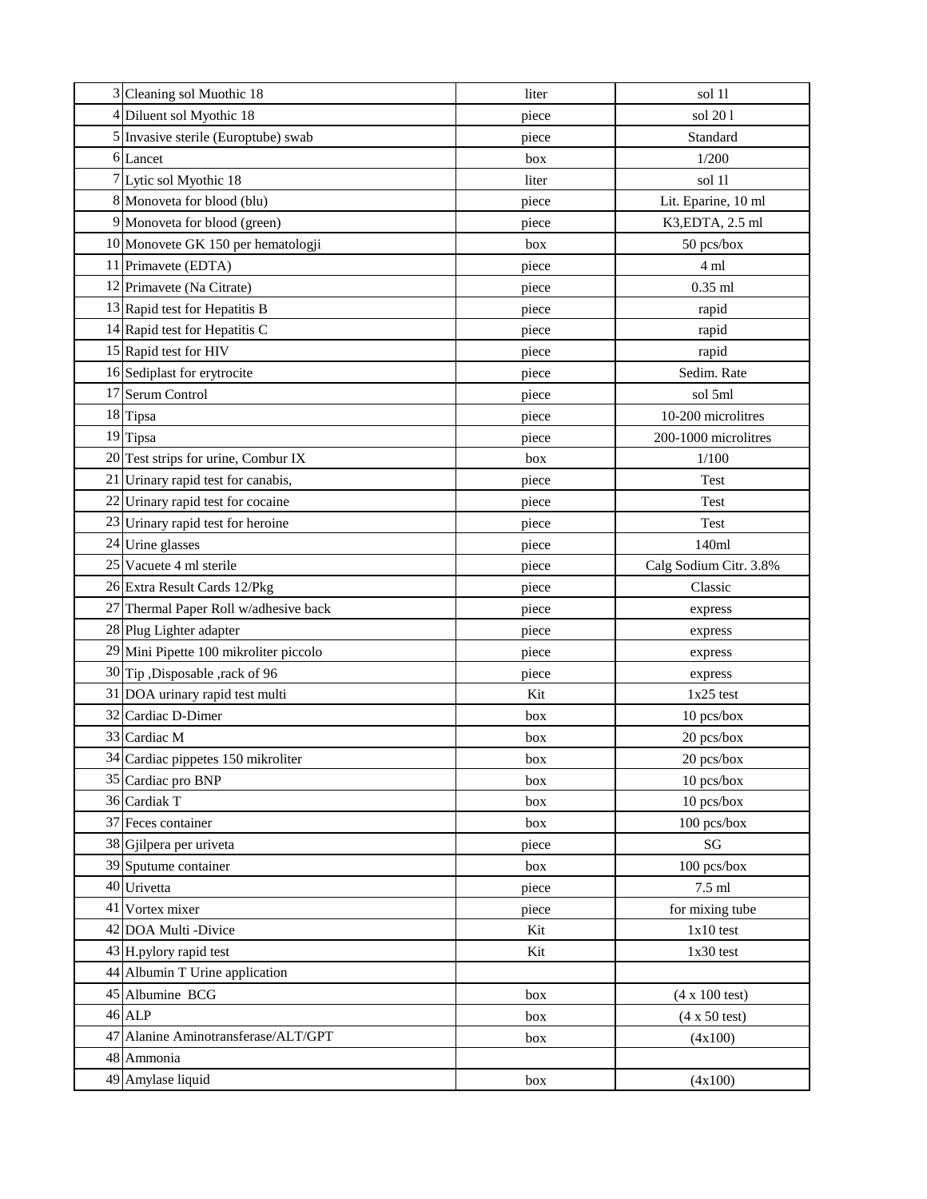| | | | |
|---|---|---|---|
| 3 | Cleaning sol Muothic 18 | liter | sol 1l |
| 4 | Diluent sol Myothic 18 | piece | sol 20 l |
| 5 | Invasive sterile (Europtube) swab | piece | Standard |
| 6 | Lancet | box | 1/200 |
| 7 | Lytic sol Myothic 18 | liter | sol 1l |
| 8 | Monoveta for blood (blu) | piece | Lit. Eparine, 10 ml |
| 9 | Monoveta for blood (green) | piece | K3,EDTA, 2.5 ml |
| 10 | Monovete GK 150 per hematologji | box | 50 pcs/box |
| 11 | Primavete (EDTA) | piece | 4 ml |
| 12 | Primavete (Na Citrate) | piece | 0.35 ml |
| 13 | Rapid test for Hepatitis B | piece | rapid |
| 14 | Rapid test for Hepatitis C | piece | rapid |
| 15 | Rapid test for HIV | piece | rapid |
| 16 | Sediplast for erytrocite | piece | Sedim. Rate |
| 17 | Serum Control | piece | sol 5ml |
| 18 | Tipsa | piece | 10-200 microlitres |
| 19 | Tipsa | piece | 200-1000 microlitres |
| 20 | Test strips for urine, Combur IX | box | 1/100 |
| 21 | Urinary rapid test for canabis, | piece | Test |
| 22 | Urinary rapid test for cocaine | piece | Test |
| 23 | Urinary rapid test for heroine | piece | Test |
| 24 | Urine glasses | piece | 140ml |
| 25 | Vacuete 4 ml sterile | piece | Calg Sodium Citr. 3.8% |
| 26 | Extra Result Cards 12/Pkg | piece | Classic |
| 27 | Thermal Paper Roll w/adhesive back | piece | express |
| 28 | Plug Lighter adapter | piece | express |
| 29 | Mini Pipette 100 mikroliter piccolo | piece | express |
| 30 | Tip ,Disposable ,rack of 96 | piece | express |
| 31 | DOA urinary rapid test multi | Kit | 1x25 test |
| 32 | Cardiac D-Dimer | box | 10 pcs/box |
| 33 | Cardiac M | box | 20 pcs/box |
| 34 | Cardiac pippetes 150 mikroliter | box | 20 pcs/box |
| 35 | Cardiac pro BNP | box | 10 pcs/box |
| 36 | Cardiak T | box | 10 pcs/box |
| 37 | Feces container | box | 100 pcs/box |
| 38 | Gjilpera per uriveta | piece | SG |
| 39 | Sputume container | box | 100 pcs/box |
| 40 | Urivetta | piece | 7.5 ml |
| 41 | Vortex mixer | piece | for mixing tube |
| 42 | DOA Multi -Divice | Kit | 1x10 test |
| 43 | H.pylory rapid test | Kit | 1x30 test |
| 44 | Albumin T Urine application | | |
| 45 | Albumine BCG | box | (4 x 100 test) |
| 46 | ALP | box | (4 x 50 test) |
| 47 | Alanine Aminotransferase/ALT/GPT | box | (4x100) |
| 48 | Ammonia | | |
| 49 | Amylase liquid | box | (4x100) |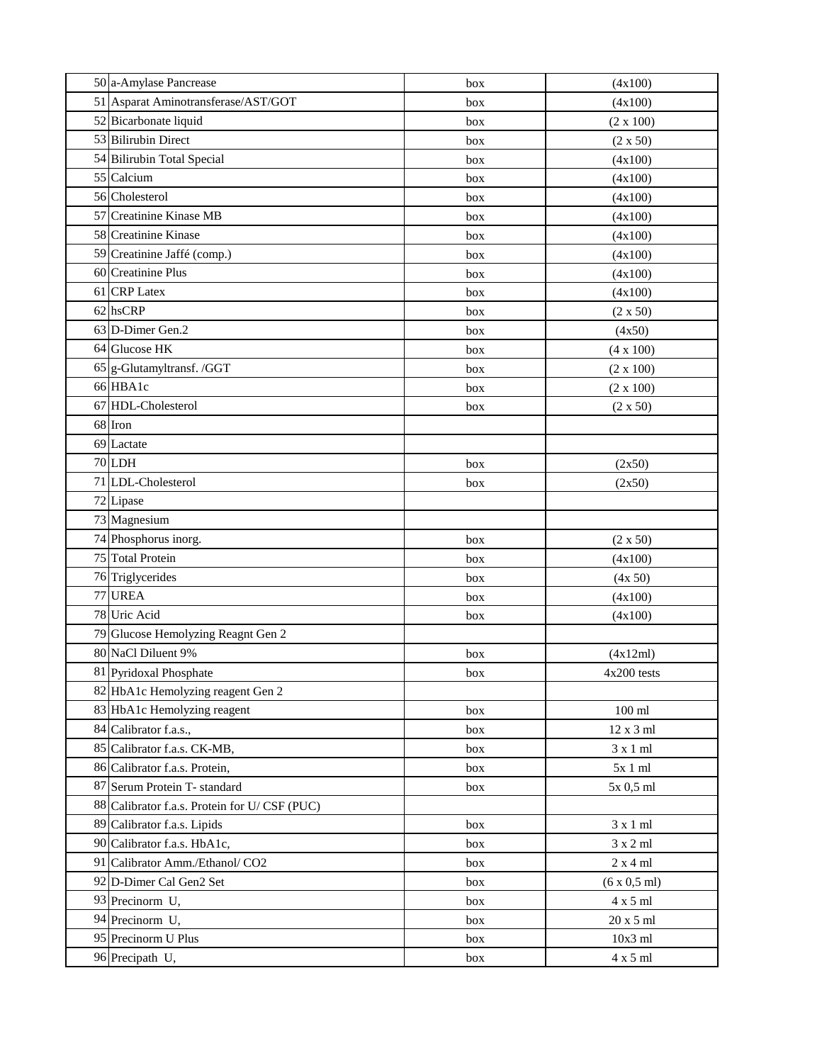| | | | |
|---|---|---|---|
| 50 | a-Amylase Pancrease | box | (4x100) |
| 51 | Asparat Aminotransferase/AST/GOT | box | (4x100) |
| 52 | Bicarbonate liquid | box | (2 x 100) |
| 53 | Bilirubin Direct | box | (2 x 50) |
| 54 | Bilirubin Total Special | box | (4x100) |
| 55 | Calcium | box | (4x100) |
| 56 | Cholesterol | box | (4x100) |
| 57 | Creatinine Kinase MB | box | (4x100) |
| 58 | Creatinine Kinase | box | (4x100) |
| 59 | Creatinine Jaffé (comp.) | box | (4x100) |
| 60 | Creatinine Plus | box | (4x100) |
| 61 | CRP Latex | box | (4x100) |
| 62 | hsCRP | box | (2 x 50) |
| 63 | D-Dimer Gen.2 | box | (4x50) |
| 64 | Glucose HK | box | (4 x 100) |
| 65 | g-Glutamyltransf. /GGT | box | (2 x 100) |
| 66 | HBA1c | box | (2 x 100) |
| 67 | HDL-Cholesterol | box | (2 x 50) |
| 68 | Iron | | |
| 69 | Lactate | | |
| 70 | LDH | box | (2x50) |
| 71 | LDL-Cholesterol | box | (2x50) |
| 72 | Lipase | | |
| 73 | Magnesium | | |
| 74 | Phosphorus inorg. | box | (2 x 50) |
| 75 | Total Protein | box | (4x100) |
| 76 | Triglycerides | box | (4x 50) |
| 77 | UREA | box | (4x100) |
| 78 | Uric Acid | box | (4x100) |
| 79 | Glucose Hemolyzing Reagnt Gen 2 | | |
| 80 | NaCl Diluent 9% | box | (4x12ml) |
| 81 | Pyridoxal Phosphate | box | 4x200 tests |
| 82 | HbA1c Hemolyzing reagent Gen 2 | | |
| 83 | HbA1c Hemolyzing reagent | box | 100 ml |
| 84 | Calibrator f.a.s., | box | 12 x 3 ml |
| 85 | Calibrator f.a.s. CK-MB, | box | 3 x 1 ml |
| 86 | Calibrator f.a.s. Protein, | box | 5x 1 ml |
| 87 | Serum Protein T- standard | box | 5x 0,5 ml |
| 88 | Calibrator f.a.s. Protein for U/ CSF (PUC) | | |
| 89 | Calibrator f.a.s. Lipids | box | 3 x 1 ml |
| 90 | Calibrator f.a.s. HbA1c, | box | 3 x 2 ml |
| 91 | Calibrator Amm./Ethanol/ CO2 | box | 2 x 4 ml |
| 92 | D-Dimer Cal Gen2 Set | box | (6 x 0,5 ml) |
| 93 | Precinorm U, | box | 4 x 5 ml |
| 94 | Precinorm U, | box | 20 x 5 ml |
| 95 | Precinorm U Plus | box | 10x3 ml |
| 96 | Precipath U, | box | 4 x 5 ml |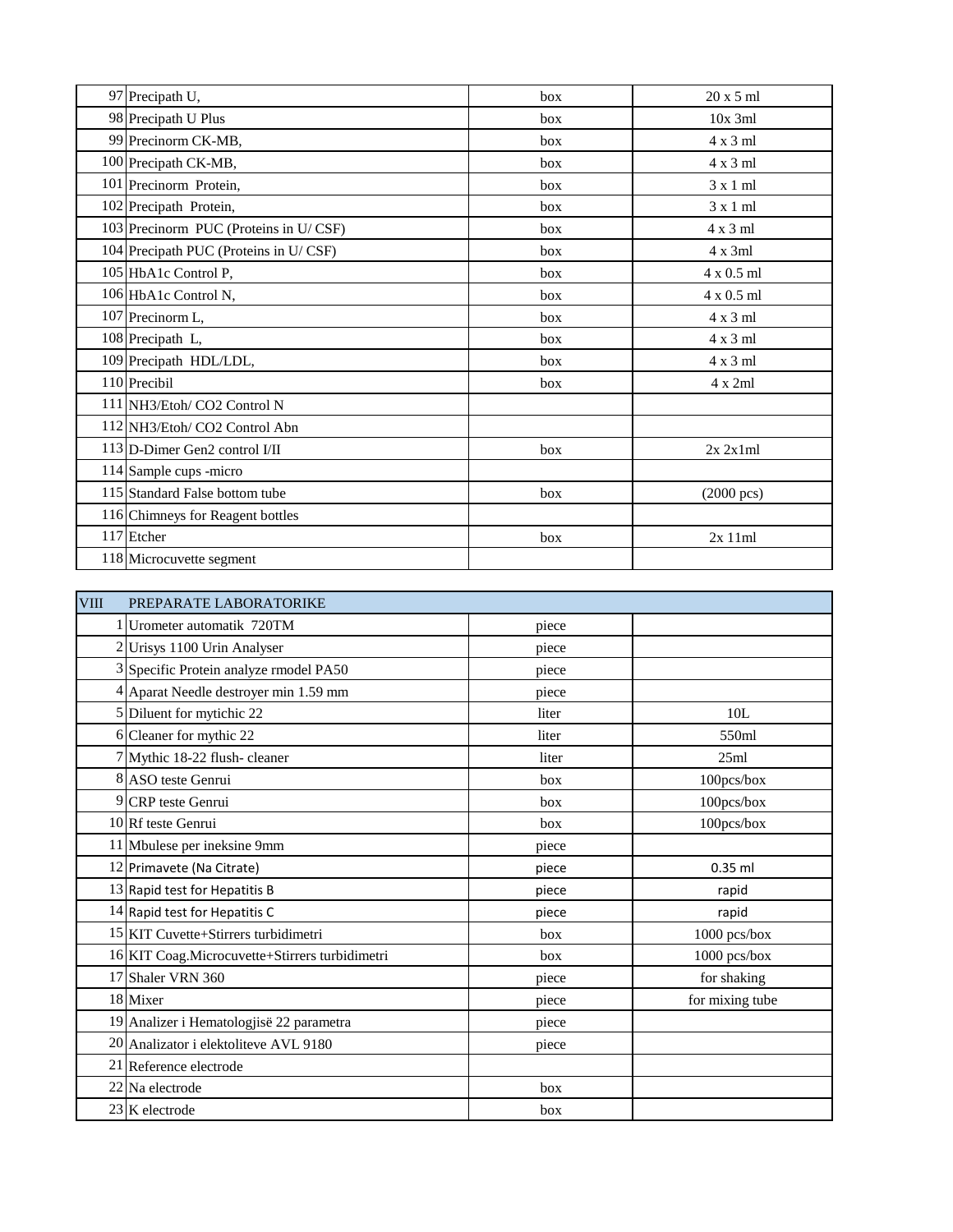| | | | |
|---|---|---|---|
| 97 | Precipath U, | box | 20 x 5 ml |
| 98 | Precipath U Plus | box | 10x 3ml |
| 99 | Precinorm CK-MB, | box | 4 x 3 ml |
| 100 | Precipath CK-MB, | box | 4 x 3 ml |
| 101 | Precinorm Protein, | box | 3 x 1 ml |
| 102 | Precipath Protein, | box | 3 x 1 ml |
| 103 | Precinorm PUC (Proteins in U/ CSF) | box | 4 x 3 ml |
| 104 | Precipath PUC (Proteins in U/ CSF) | box | 4 x 3ml |
| 105 | HbA1c Control P, | box | 4 x 0.5 ml |
| 106 | HbA1c Control N, | box | 4 x 0.5 ml |
| 107 | Precinorm L, | box | 4 x 3 ml |
| 108 | Precipath L, | box | 4 x 3 ml |
| 109 | Precipath HDL/LDL, | box | 4 x 3 ml |
| 110 | Precibil | box | 4 x 2ml |
| 111 | NH3/Etoh/ CO2 Control N | | |
| 112 | NH3/Etoh/ CO2 Control Abn | | |
| 113 | D-Dimer Gen2 control I/II | box | 2x 2x1ml |
| 114 | Sample cups -micro | | |
| 115 | Standard False bottom tube | box | (2000 pcs) |
| 116 | Chimneys for Reagent bottles | | |
| 117 | Etcher | box | 2x 11ml |
| 118 | Microcuvette segment | | |

| VIII | PREPARATE LABORATORIKE | | |
|---|---|---|---|
| 1 | Urometer automatik 720TM | piece | |
| 2 | Urisys 1100 Urin Analyser | piece | |
| 3 | Specific Protein analyze rmodel PA50 | piece | |
| 4 | Aparat Needle destroyer min 1.59 mm | piece | |
| 5 | Diluent for mytichic 22 | liter | 10L |
| 6 | Cleaner for mythic 22 | liter | 550ml |
| 7 | Mythic 18-22 flush- cleaner | liter | 25ml |
| 8 | ASO teste Genrui | box | 100pcs/box |
| 9 | CRP teste Genrui | box | 100pcs/box |
| 10 | Rf teste Genrui | box | 100pcs/box |
| 11 | Mbulese per ineksine 9mm | piece | |
| 12 | Primavete (Na Citrate) | piece | 0.35 ml |
| 13 | Rapid test for Hepatitis B | piece | rapid |
| 14 | Rapid test for Hepatitis C | piece | rapid |
| 15 | KIT Cuvette+Stirrers turbidimetri | box | 1000 pcs/box |
| 16 | KIT Coag.Microcuvette+Stirrers turbidimetri | box | 1000 pcs/box |
| 17 | Shaler VRN 360 | piece | for shaking |
| 18 | Mixer | piece | for mixing tube |
| 19 | Analizer i Hematologjisë 22 parametra | piece | |
| 20 | Analizator i elektoliteve AVL 9180 | piece | |
| 21 | Reference electrode | | |
| 22 | Na electrode | box | |
| 23 | K electrode | box | |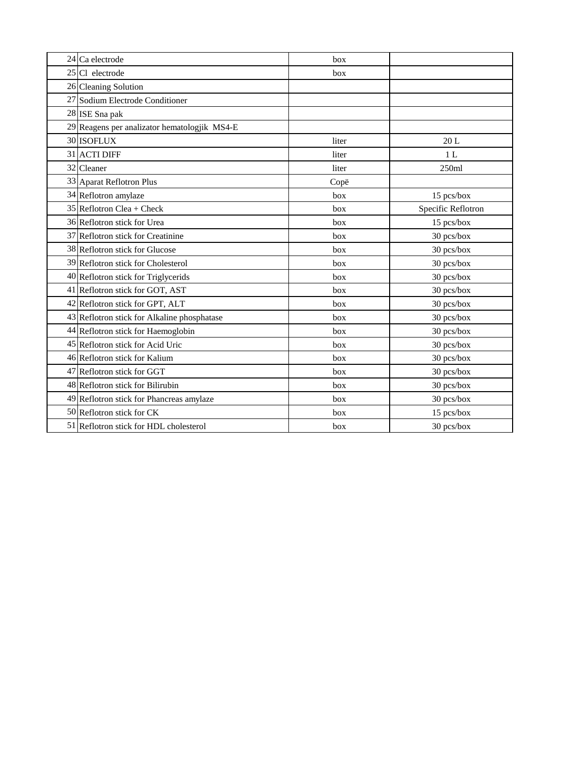| | | | |
|---|---|---|---|
| 24 | Ca electrode | box | |
| 25 | Cl  electrode | box | |
| 26 | Cleaning Solution | | |
| 27 | Sodium Electrode Conditioner | | |
| 28 | ISE Sna pak | | |
| 29 | Reagens per analizator hematologjik  MS4-E | | |
| 30 | ISOFLUX | liter | 20 L |
| 31 | ACTI DIFF | liter | 1 L |
| 32 | Cleaner | liter | 250ml |
| 33 | Aparat Reflotron Plus | Copë | |
| 34 | Reflotron amylaze | box | 15 pcs/box |
| 35 | Reflotron Clea + Check | box | Specific Reflotron |
| 36 | Reflotron stick for Urea | box | 15 pcs/box |
| 37 | Reflotron stick for Creatinine | box | 30 pcs/box |
| 38 | Reflotron stick for Glucose | box | 30 pcs/box |
| 39 | Reflotron stick for Cholesterol | box | 30 pcs/box |
| 40 | Reflotron stick for Triglycerids | box | 30 pcs/box |
| 41 | Reflotron stick for GOT, AST | box | 30 pcs/box |
| 42 | Reflotron stick for GPT, ALT | box | 30 pcs/box |
| 43 | Reflotron stick for Alkaline phosphatase | box | 30 pcs/box |
| 44 | Reflotron stick for Haemoglobin | box | 30 pcs/box |
| 45 | Reflotron stick for Acid Uric | box | 30 pcs/box |
| 46 | Reflotron stick for Kalium | box | 30 pcs/box |
| 47 | Reflotron stick for GGT | box | 30 pcs/box |
| 48 | Reflotron stick for Bilirubin | box | 30 pcs/box |
| 49 | Reflotron stick for Phancreas amylaze | box | 30 pcs/box |
| 50 | Reflotron stick for CK | box | 15 pcs/box |
| 51 | Reflotron stick for HDL cholesterol | box | 30 pcs/box |